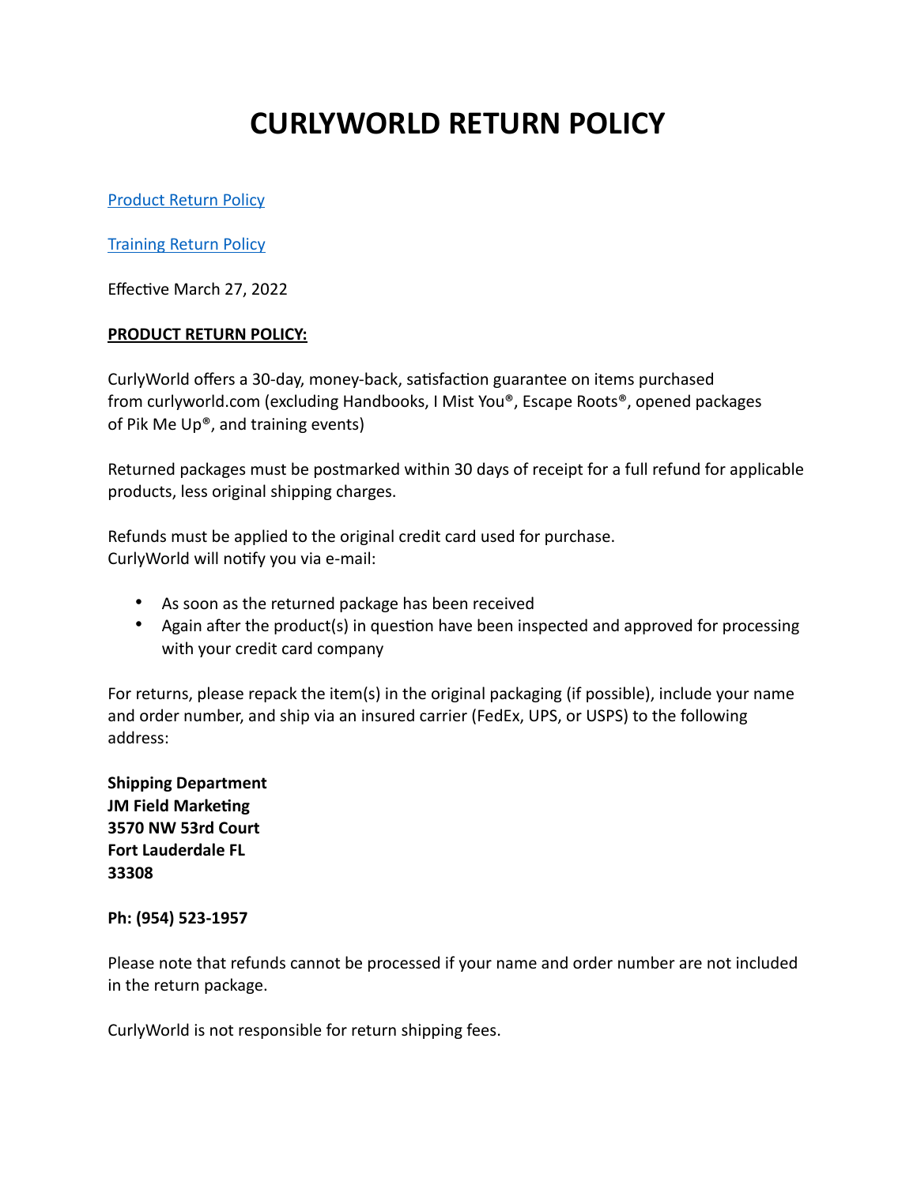# CURLYWORLD RETURN POLICY

[Product Return Policy](#product-return-policy)

[Training Return Policy](#training-return-policy)

Effective March 27, 2022

**PRODUCT RETURN POLICY:**

CurlyWorld offers a 30-day, money-back, satisfaction guarantee on items purchased from curlyworld.com (excluding Handbooks, I Mist You®, Escape Roots®, opened packages of Pik Me Up®, and training events)

Returned packages must be postmarked within 30 days of receipt for a full refund for applicable products, less original shipping charges.

Refunds must be applied to the original credit card used for purchase.
CurlyWorld will notify you via e-mail:

- As soon as the returned package has been received
- Again after the product(s) in question have been inspected and approved for processing with your credit card company

For returns, please repack the item(s) in the original packaging (if possible), include your name and order number, and ship via an insured carrier (FedEx, UPS, or USPS) to the following address:

**Shipping Department**
**JM Field Marketing**
**3570 NW 53rd Court**
**Fort Lauderdale FL**
**33308**

**Ph: (954) 523-1957**

Please note that refunds cannot be processed if your name and order number are not included in the return package.

CurlyWorld is not responsible for return shipping fees.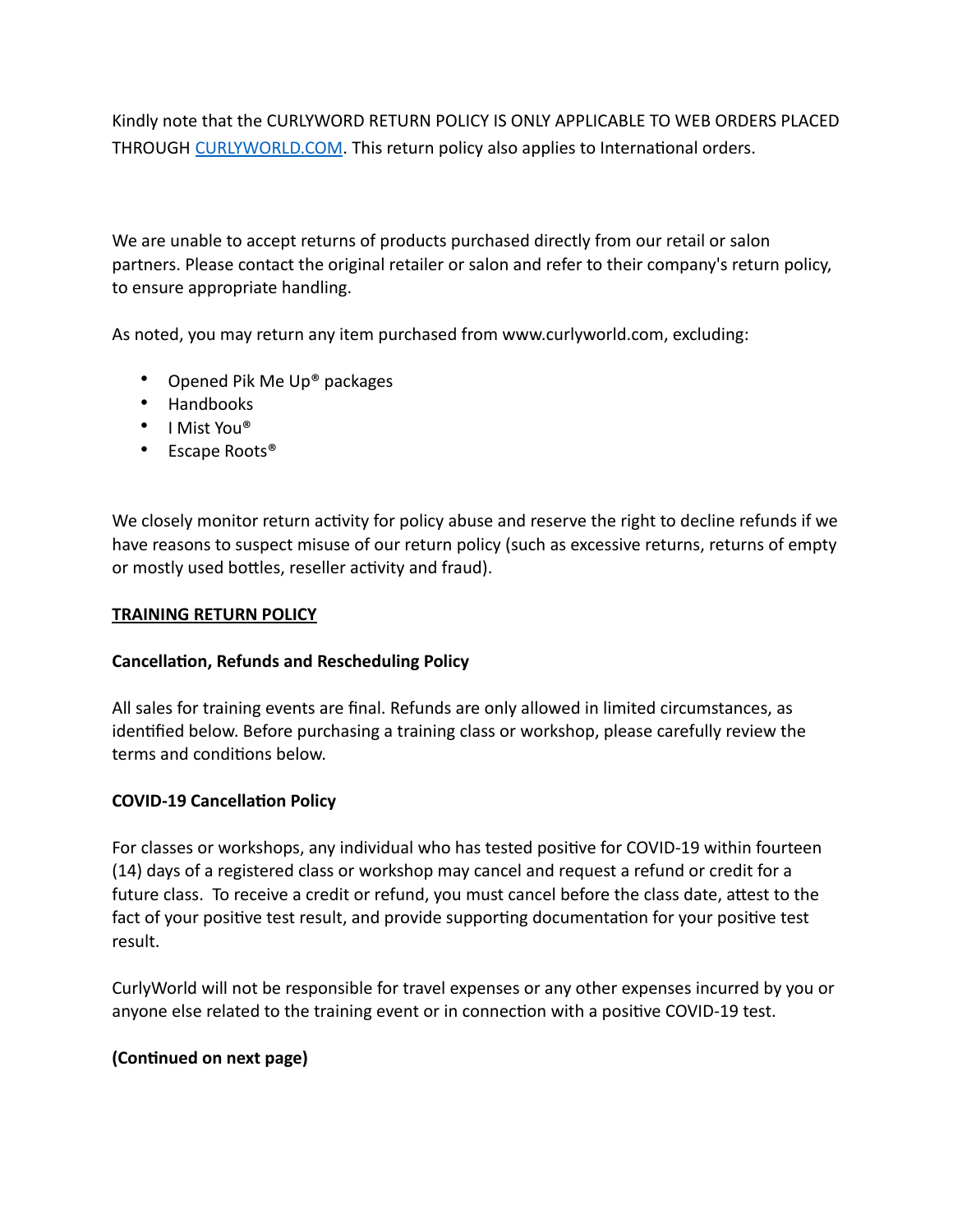Kindly note that the CURLYWORD RETURN POLICY IS ONLY APPLICABLE TO WEB ORDERS PLACED THROUGH [CURLYWORLD.COM](http://CURLYWORLD.COM). This return policy also applies to International orders.

We are unable to accept returns of products purchased directly from our retail or salon partners. Please contact the original retailer or salon and refer to their company's return policy, to ensure appropriate handling.

As noted, you may return any item purchased from www.curlyworld.com, excluding:

- Opened Pik Me Up® packages
- Handbooks
- I Mist You®
- Escape Roots®

We closely monitor return activity for policy abuse and reserve the right to decline refunds if we have reasons to suspect misuse of our return policy (such as excessive returns, returns of empty or mostly used bottles, reseller activity and fraud).

## **<u>TRAINING RETURN POLICY</u>**

### Cancellation, Refunds and Rescheduling Policy

All sales for training events are final. Refunds are only allowed in limited circumstances, as identified below. Before purchasing a training class or workshop, please carefully review the terms and conditions below.

### COVID-19 Cancellation Policy

For classes or workshops, any individual who has tested positive for COVID-19 within fourteen (14) days of a registered class or workshop may cancel and request a refund or credit for a future class. To receive a credit or refund, you must cancel before the class date, attest to the fact of your positive test result, and provide supporting documentation for your positive test result.

CurlyWorld will not be responsible for travel expenses or any other expenses incurred by you or anyone else related to the training event or in connection with a positive COVID-19 test.

**(Continued on next page)**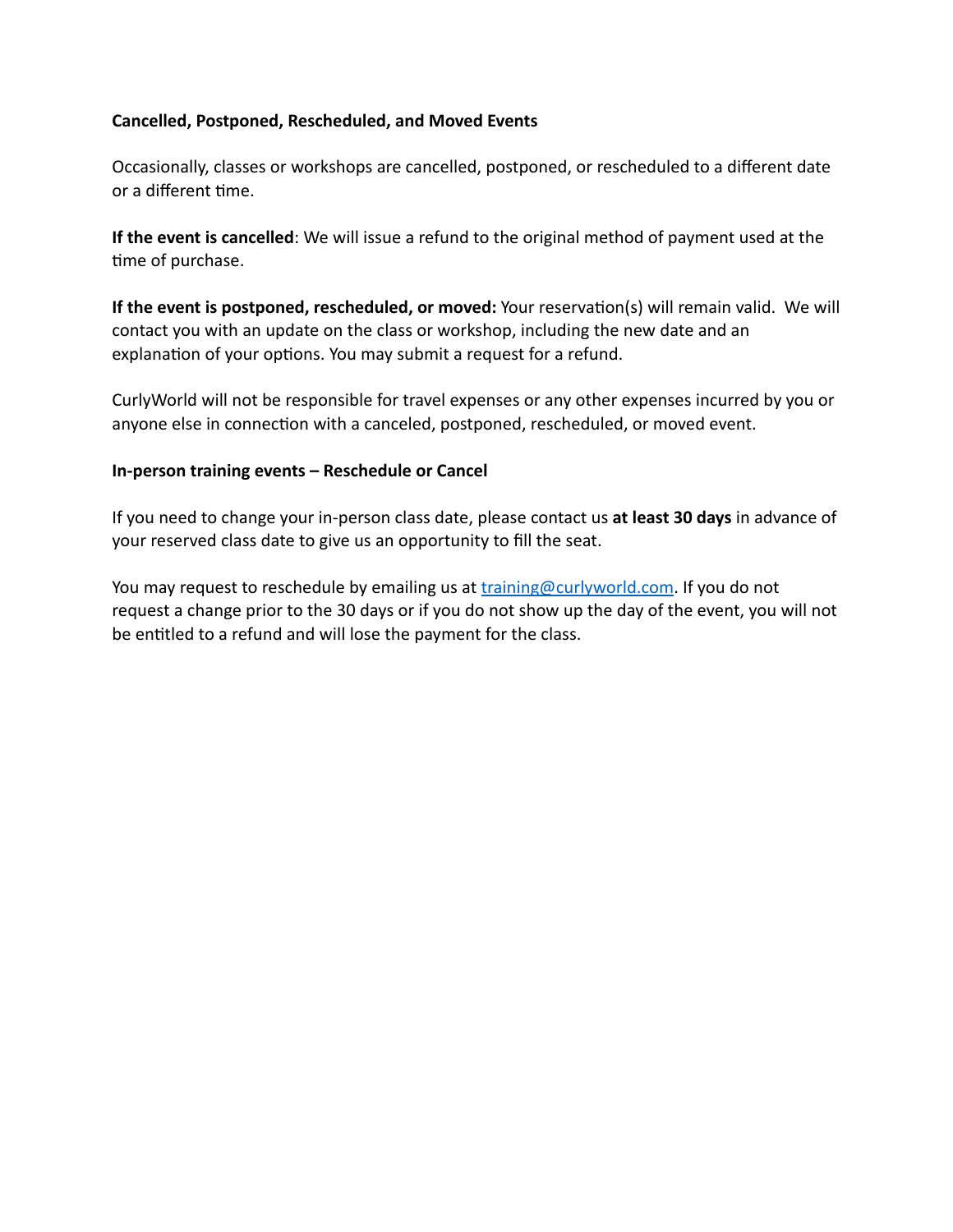**Cancelled, Postponed, Rescheduled, and Moved Events**

Occasionally, classes or workshops are cancelled, postponed, or rescheduled to a different date or a different time.

**If the event is cancelled**: We will issue a refund to the original method of payment used at the time of purchase.

**If the event is postponed, rescheduled, or moved:** Your reservation(s) will remain valid. We will contact you with an update on the class or workshop, including the new date and an explanation of your options. You may submit a request for a refund.

CurlyWorld will not be responsible for travel expenses or any other expenses incurred by you or anyone else in connection with a canceled, postponed, rescheduled, or moved event.

**In-person training events – Reschedule or Cancel**

If you need to change your in-person class date, please contact us **at least 30 days** in advance of your reserved class date to give us an opportunity to fill the seat.

You may request to reschedule by emailing us at training@curlyworld.com. If you do not request a change prior to the 30 days or if you do not show up the day of the event, you will not be entitled to a refund and will lose the payment for the class.